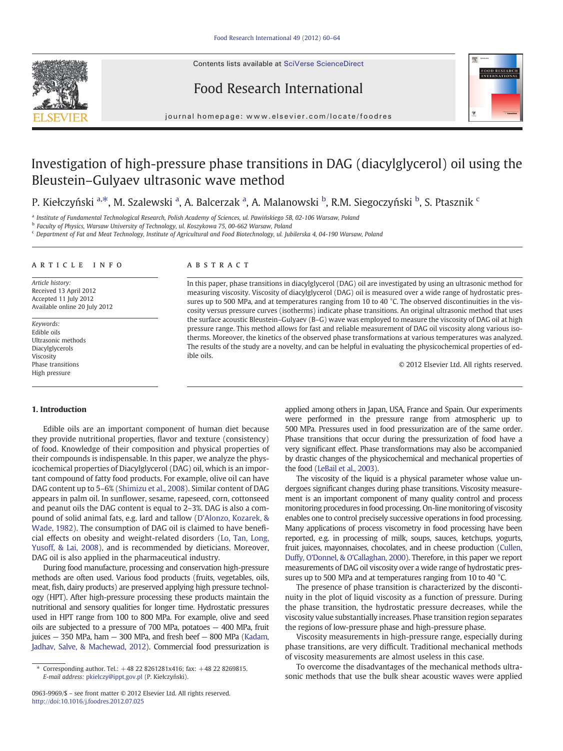# Investigation of high-pressure phase transitions in DAG (diacylglycerol) oil using the Bleustein–Gulyaev ultrasonic wave method

P. Kiełczyński [a,*], M. Szalewski [a], A. Balcerzak [a], A. Malanowski [b], R.M. Siegoczyński [b], S. Ptasznik [c]

[a] Institute of Fundamental Technological Research, Polish Academy of Sciences, ul. Pawińskiego 5B, 02-106 Warsaw, Poland

[b] Faculty of Physics, Warsaw University of Technology, ul. Koszykowa 75, 00-662 Warsaw, Poland

[c] Department of Fat and Meat Technology, Institute of Agricultural and Food Biotechnology, ul. Jubilerska 4, 04-190 Warsaw, Poland

## ARTICLE INFO

*Article history:*
Received 13 April 2012
Accepted 11 July 2012
Available online 20 July 2012

*Keywords:*
Edible oils
Ultrasonic methods
Diacylglycerols
Viscosity
Phase transitions
High pressure

## ABSTRACT

In this paper, phase transitions in diacylglycerol (DAG) oil are investigated by using an ultrasonic method for measuring viscosity. Viscosity of diacylglycerol (DAG) oil is measured over a wide range of hydrostatic pressures up to 500 MPa, and at temperatures ranging from 10 to 40 °C. The observed discontinuities in the viscosity versus pressure curves (isotherms) indicate phase transitions. An original ultrasonic method that uses the surface acoustic Bleustein–Gulyaev (B–G) wave was employed to measure the viscosity of DAG oil at high pressure range. This method allows for fast and reliable measurement of DAG oil viscosity along various isotherms. Moreover, the kinetics of the observed phase transformations at various temperatures was analyzed. The results of the study are a novelty, and can be helpful in evaluating the physicochemical properties of edible oils.

© 2012 Elsevier Ltd. All rights reserved.

## 1. Introduction

Edible oils are an important component of human diet because they provide nutritional properties, flavor and texture (consistency) of food. Knowledge of their composition and physical properties of their compounds is indispensable. In this paper, we analyze the physicochemical properties of Diacylglycerol (DAG) oil, which is an important compound of fatty food products. For example, olive oil can have DAG content up to 5–6% (Shimizu et al., 2008). Similar content of DAG appears in palm oil. In sunflower, sesame, rapeseed, corn, cottonseed and peanut oils the DAG content is equal to 2–3%. DAG is also a compound of solid animal fats, e.g. lard and tallow (D'Alonzo, Kozarek, & Wade, 1982). The consumption of DAG oil is claimed to have beneficial effects on obesity and weight-related disorders (Lo, Tan, Long, Yusoff, & Lai, 2008), and is recommended by dieticians. Moreover, DAG oil is also applied in the pharmaceutical industry.

During food manufacture, processing and conservation high-pressure methods are often used. Various food products (fruits, vegetables, oils, meat, fish, dairy products) are preserved applying high pressure technology (HPT). After high-pressure processing these products maintain the nutritional and sensory qualities for longer time. Hydrostatic pressures used in HPT range from 100 to 800 MPa. For example, olive and seed oils are subjected to a pressure of 700 MPa, potatoes — 400 MPa, fruit juices — 350 MPa, ham — 300 MPa, and fresh beef — 800 MPa (Kadam, Jadhav, Salve, & Machewad, 2012). Commercial food pressurization is applied among others in Japan, USA, France and Spain. Our experiments were performed in the pressure range from atmospheric up to 500 MPa. Pressures used in food pressurization are of the same order. Phase transitions that occur during the pressurization of food have a very significant effect. Phase transformations may also be accompanied by drastic changes of the physicochemical and mechanical properties of the food (LeBail et al., 2003).

The viscosity of the liquid is a physical parameter whose value undergoes significant changes during phase transitions. Viscosity measurement is an important component of many quality control and process monitoring procedures in food processing. On-line monitoring of viscosity enables one to control precisely successive operations in food processing. Many applications of process viscometry in food processing have been reported, e.g. in processing of milk, soups, sauces, ketchups, yogurts, fruit juices, mayonnaises, chocolates, and in cheese production (Cullen, Duffy, O'Donnel, & O'Callaghan, 2000). Therefore, in this paper we report measurements of DAG oil viscosity over a wide range of hydrostatic pressures up to 500 MPa and at temperatures ranging from 10 to 40 °C.

The presence of phase transition is characterized by the discontinuity in the plot of liquid viscosity as a function of pressure. During the phase transition, the hydrostatic pressure decreases, while the viscosity value substantially increases. Phase transition region separates the regions of low-pressure phase and high-pressure phase.

Viscosity measurements in high-pressure range, especially during phase transitions, are very difficult. Traditional mechanical methods of viscosity measurements are almost useless in this case.

To overcome the disadvantages of the mechanical methods ultrasonic methods that use the bulk shear acoustic waves were applied

* Corresponding author. Tel.: +48 22 8261281x416; fax: +48 22 8269815.
*E-mail address:* pkielczy@ippt.gov.pl (P. Kiełczyński).

0963-9969/$ – see front matter © 2012 Elsevier Ltd. All rights reserved.
http://doi:10.1016/j.foodres.2012.07.025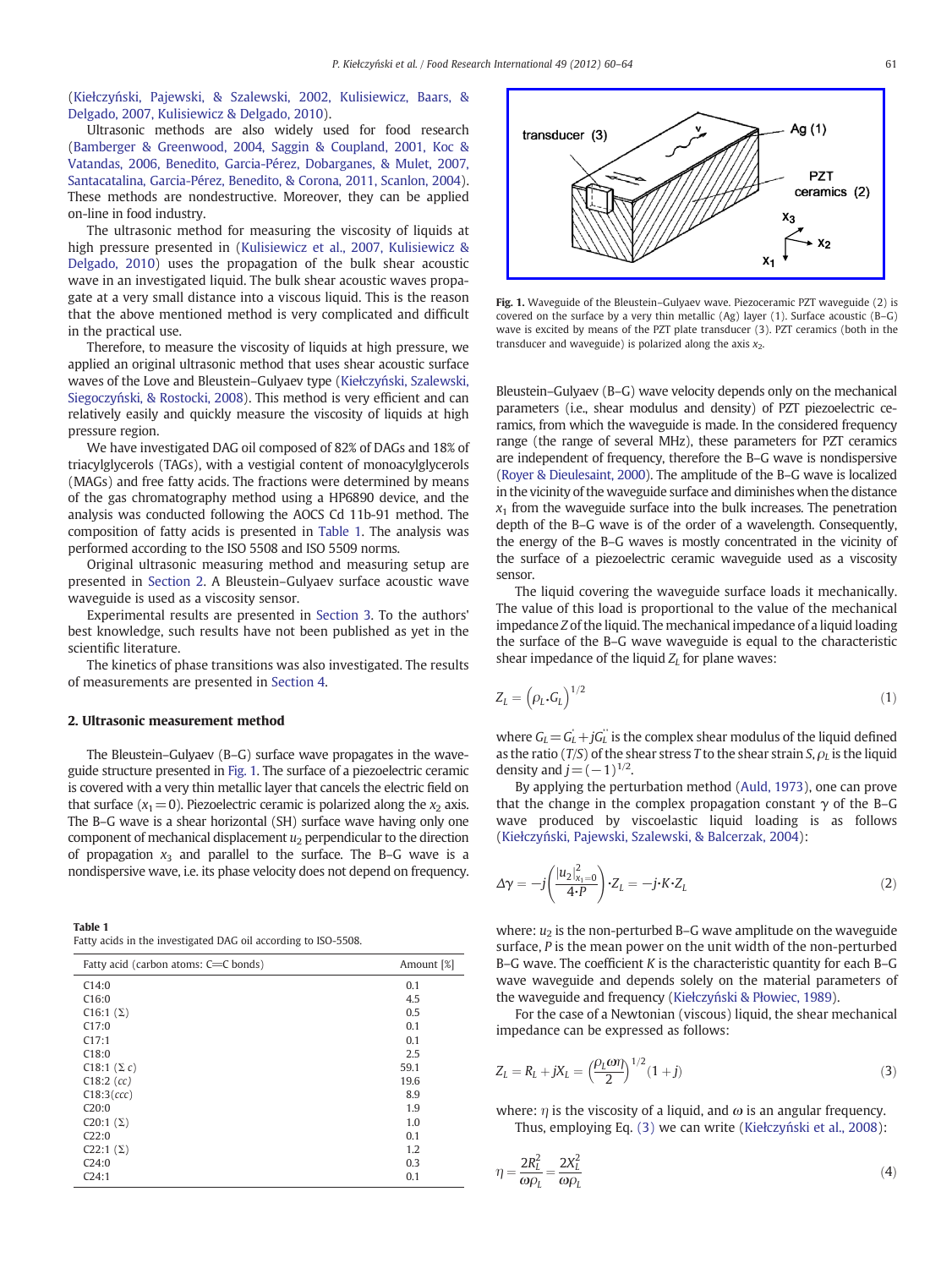(Kiełczyński, Pajewski, & Szalewski, 2002, Kulisiewicz, Baars, & Delgado, 2007, Kulisiewicz & Delgado, 2010).

Ultrasonic methods are also widely used for food research (Bamberger & Greenwood, 2004, Saggin & Coupland, 2001, Koc & Vatandas, 2006, Benedito, Garcia-Pérez, Dobarganes, & Mulet, 2007, Santacatalina, Garcia-Pérez, Benedito, & Corona, 2011, Scanlon, 2004). These methods are nondestructive. Moreover, they can be applied on-line in food industry.

The ultrasonic method for measuring the viscosity of liquids at high pressure presented in (Kulisiewicz et al., 2007, Kulisiewicz & Delgado, 2010) uses the propagation of the bulk shear acoustic wave in an investigated liquid. The bulk shear acoustic waves propagate at a very small distance into a viscous liquid. This is the reason that the above mentioned method is very complicated and difficult in the practical use.

Therefore, to measure the viscosity of liquids at high pressure, we applied an original ultrasonic method that uses shear acoustic surface waves of the Love and Bleustein–Gulyaev type (Kiełczyński, Szalewski, Siegoczyński, & Rostocki, 2008). This method is very efficient and can relatively easily and quickly measure the viscosity of liquids at high pressure region.

We have investigated DAG oil composed of 82% of DAGs and 18% of triacylglycerols (TAGs), with a vestigial content of monoacylglycerols (MAGs) and free fatty acids. The fractions were determined by means of the gas chromatography method using a HP6890 device, and the analysis was conducted following the AOCS Cd 11b-91 method. The composition of fatty acids is presented in Table 1. The analysis was performed according to the ISO 5508 and ISO 5509 norms.

Original ultrasonic measuring method and measuring setup are presented in Section 2. A Bleustein–Gulyaev surface acoustic wave waveguide is used as a viscosity sensor.

Experimental results are presented in Section 3. To the authors' best knowledge, such results have not been published as yet in the scientific literature.

The kinetics of phase transitions was also investigated. The results of measurements are presented in Section 4.

## 2. Ultrasonic measurement method

The Bleustein–Gulyaev (B–G) surface wave propagates in the waveguide structure presented in Fig. 1. The surface of a piezoelectric ceramic is covered with a very thin metallic layer that cancels the electric field on that surface ($x_1 = 0$). Piezoelectric ceramic is polarized along the $x_2$ axis. The B–G wave is a shear horizontal (SH) surface wave having only one component of mechanical displacement $u_2$ perpendicular to the direction of propagation $x_3$ and parallel to the surface. The B–G wave is a nondispersive wave, i.e. its phase velocity does not depend on frequency.

**Table 1**
Fatty acids in the investigated DAG oil according to ISO-5508.

| Fatty acid (carbon atoms: C=C bonds) | Amount [%] |
|---|---|
| C14:0 | 0.1 |
| C16:0 | 4.5 |
| C16:1 (Σ) | 0.5 |
| C17:0 | 0.1 |
| C17:1 | 0.1 |
| C18:0 | 2.5 |
| C18:1 (Σ *c*) | 59.1 |
| C18:2 (*cc*) | 19.6 |
| C18:3(*ccc*) | 8.9 |
| C20:0 | 1.9 |
| C20:1 (Σ) | 1.0 |
| C22:0 | 0.1 |
| C22:1 (Σ) | 1.2 |
| C24:0 | 0.3 |
| C24:1 | 0.1 |

**Fig. 1.** Waveguide of the Bleustein–Gulyaev wave. Piezoceramic PZT waveguide (2) is covered on the surface by a very thin metallic (Ag) layer (1). Surface acoustic (B–G) wave is excited by means of the PZT plate transducer (3). PZT ceramics (both in the transducer and waveguide) is polarized along the axis $x_2$.

Bleustein–Gulyaev (B–G) wave velocity depends only on the mechanical parameters (i.e., shear modulus and density) of PZT piezoelectric ceramics, from which the waveguide is made. In the considered frequency range (the range of several MHz), these parameters for PZT ceramics are independent of frequency, therefore the B–G wave is nondispersive (Royer & Dieulesaint, 2000). The amplitude of the B–G wave is localized in the vicinity of the waveguide surface and diminishes when the distance $x_1$ from the waveguide surface into the bulk increases. The penetration depth of the B–G wave is of the order of a wavelength. Consequently, the energy of the B–G waves is mostly concentrated in the vicinity of the surface of a piezoelectric ceramic waveguide used as a viscosity sensor.

The liquid covering the waveguide surface loads it mechanically. The value of this load is proportional to the value of the mechanical impedance $Z$ of the liquid. The mechanical impedance of a liquid loading the surface of the B–G wave waveguide is equal to the characteristic shear impedance of the liquid $Z_L$ for plane waves:

$$Z_L = \left(\rho_L \cdot G_L\right)^{1/2} \tag{1}$$

where $G_L = G_L^{'} + jG_L^{''}$ is the complex shear modulus of the liquid defined as the ratio ($T/S$) of the shear stress $T$ to the shear strain $S$, $\rho_L$ is the liquid density and $j = (-1)^{1/2}$.

By applying the perturbation method (Auld, 1973), one can prove that the change in the complex propagation constant $\gamma$ of the B–G wave produced by viscoelastic liquid loading is as follows (Kiełczyński, Pajewski, Szalewski, & Balcerzak, 2004):

$$\Delta\gamma = -j\left(\frac{|u_2|^2_{x_1=0}}{4 \cdot P}\right) \cdot Z_L = -j \cdot K \cdot Z_L \tag{2}$$

where: $u_2$ is the non-perturbed B–G wave amplitude on the waveguide surface, $P$ is the mean power on the unit width of the non-perturbed B–G wave. The coefficient $K$ is the characteristic quantity for each B–G wave waveguide and depends solely on the material parameters of the waveguide and frequency (Kiełczyński & Płowiec, 1989).

For the case of a Newtonian (viscous) liquid, the shear mechanical impedance can be expressed as follows:

$$Z_L = R_L + jX_L = \left(\frac{\rho_L \omega \eta}{2}\right)^{1/2}(1 + j) \tag{3}$$

where: $\eta$ is the viscosity of a liquid, and $\omega$ is an angular frequency.

Thus, employing Eq. (3) we can write (Kiełczyński et al., 2008):

$$\eta = \frac{2R_L^2}{\omega \rho_L} = \frac{2X_L^2}{\omega \rho_L} \tag{4}$$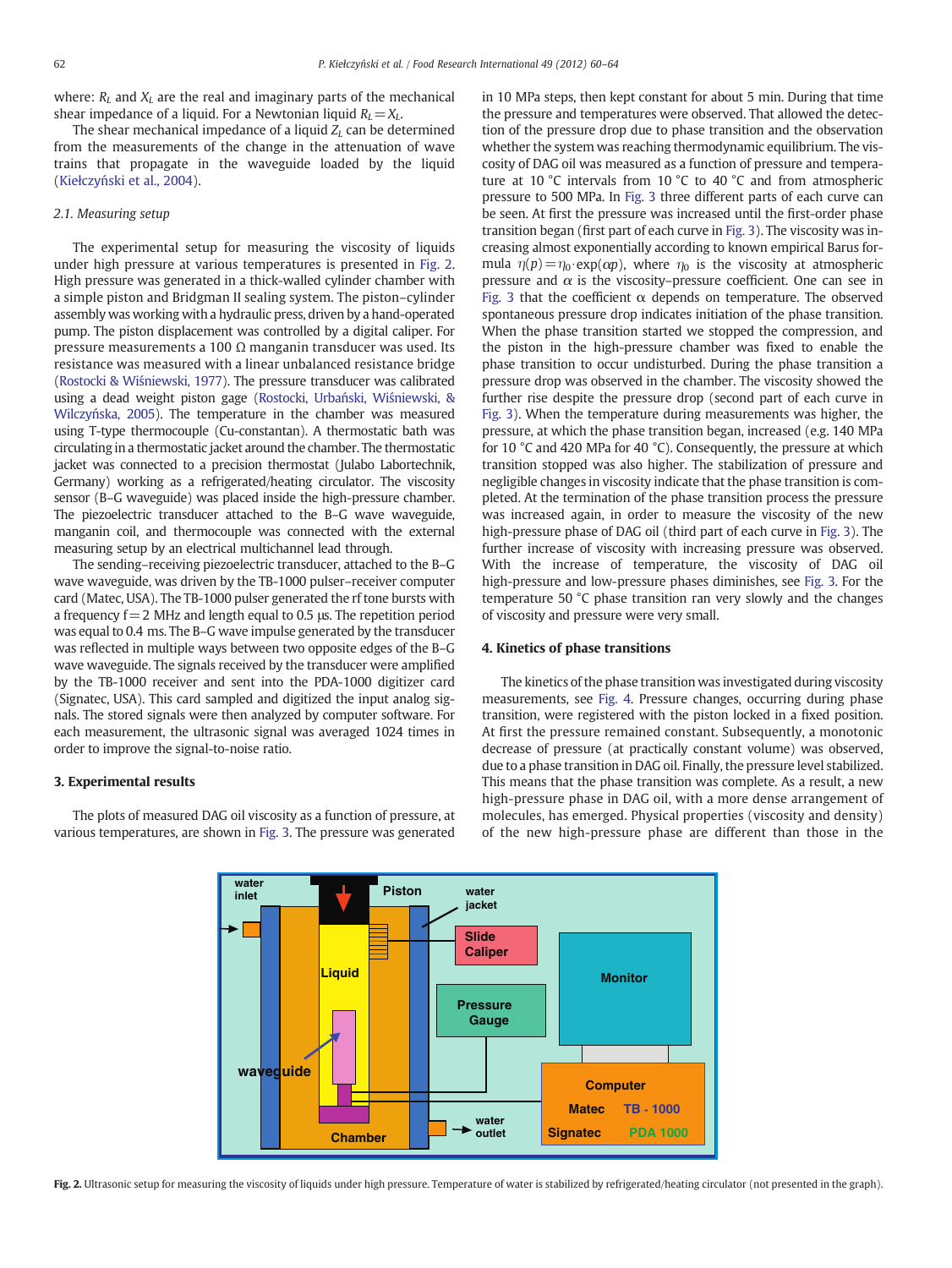where: $R_L$ and $X_L$ are the real and imaginary parts of the mechanical shear impedance of a liquid. For a Newtonian liquid $R_L = X_L$.

The shear mechanical impedance of a liquid $Z_L$ can be determined from the measurements of the change in the attenuation of wave trains that propagate in the waveguide loaded by the liquid (Kiełczyński et al., 2004).

### 2.1. Measuring setup

The experimental setup for measuring the viscosity of liquids under high pressure at various temperatures is presented in Fig. 2. High pressure was generated in a thick-walled cylinder chamber with a simple piston and Bridgman II sealing system. The piston–cylinder assembly was working with a hydraulic press, driven by a hand-operated pump. The piston displacement was controlled by a digital caliper. For pressure measurements a 100 Ω manganin transducer was used. Its resistance was measured with a linear unbalanced resistance bridge (Rostocki & Wiśniewski, 1977). The pressure transducer was calibrated using a dead weight piston gage (Rostocki, Urbański, Wiśniewski, & Wilczyńska, 2005). The temperature in the chamber was measured using T-type thermocouple (Cu-constantan). A thermostatic bath was circulating in a thermostatic jacket around the chamber. The thermostatic jacket was connected to a precision thermostat (Julabo Labortechnik, Germany) working as a refrigerated/heating circulator. The viscosity sensor (B–G waveguide) was placed inside the high-pressure chamber. The piezoelectric transducer attached to the B–G wave waveguide, manganin coil, and thermocouple was connected with the external measuring setup by an electrical multichannel lead through.

The sending–receiving piezoelectric transducer, attached to the B–G wave waveguide, was driven by the TB-1000 pulser–receiver computer card (Matec, USA). The TB-1000 pulser generated the rf tone bursts with a frequency f = 2 MHz and length equal to 0.5 μs. The repetition period was equal to 0.4 ms. The B–G wave impulse generated by the transducer was reflected in multiple ways between two opposite edges of the B–G wave waveguide. The signals received by the transducer were amplified by the TB-1000 receiver and sent into the PDA-1000 digitizer card (Signatec, USA). This card sampled and digitized the input analog signals. The stored signals were then analyzed by computer software. For each measurement, the ultrasonic signal was averaged 1024 times in order to improve the signal-to-noise ratio.

## 3. Experimental results

The plots of measured DAG oil viscosity as a function of pressure, at various temperatures, are shown in Fig. 3. The pressure was generated in 10 MPa steps, then kept constant for about 5 min. During that time the pressure and temperatures were observed. That allowed the detection of the pressure drop due to phase transition and the observation whether the system was reaching thermodynamic equilibrium. The viscosity of DAG oil was measured as a function of pressure and temperature at 10 °C intervals from 10 °C to 40 °C and from atmospheric pressure to 500 MPa. In Fig. 3 three different parts of each curve can be seen. At first the pressure was increased until the first-order phase transition began (first part of each curve in Fig. 3). The viscosity was increasing almost exponentially according to known empirical Barus formula $\eta(p) = \eta_0 \cdot \exp(\alpha p)$, where $\eta_0$ is the viscosity at atmospheric pressure and $\alpha$ is the viscosity–pressure coefficient. One can see in Fig. 3 that the coefficient $\alpha$ depends on temperature. The observed spontaneous pressure drop indicates initiation of the phase transition. When the phase transition started we stopped the compression, and the piston in the high-pressure chamber was fixed to enable the phase transition to occur undisturbed. During the phase transition a pressure drop was observed in the chamber. The viscosity showed the further rise despite the pressure drop (second part of each curve in Fig. 3). When the temperature during measurements was higher, the pressure, at which the phase transition began, increased (e.g. 140 MPa for 10 °C and 420 MPa for 40 °C). Consequently, the pressure at which transition stopped was also higher. The stabilization of pressure and negligible changes in viscosity indicate that the phase transition is completed. At the termination of the phase transition process the pressure was increased again, in order to measure the viscosity of the new high-pressure phase of DAG oil (third part of each curve in Fig. 3). The further increase of viscosity with increasing pressure was observed. With the increase of temperature, the viscosity of DAG oil high-pressure and low-pressure phases diminishes, see Fig. 3. For the temperature 50 °C phase transition ran very slowly and the changes of viscosity and pressure were very small.

## 4. Kinetics of phase transitions

The kinetics of the phase transition was investigated during viscosity measurements, see Fig. 4. Pressure changes, occurring during phase transition, were registered with the piston locked in a fixed position. At first the pressure remained constant. Subsequently, a monotonic decrease of pressure (at practically constant volume) was observed, due to a phase transition in DAG oil. Finally, the pressure level stabilized. This means that the phase transition was complete. As a result, a new high-pressure phase in DAG oil, with a more dense arrangement of molecules, has emerged. Physical properties (viscosity and density) of the new high-pressure phase are different than those in the

**Fig. 2.** Ultrasonic setup for measuring the viscosity of liquids under high pressure. Temperature of water is stabilized by refrigerated/heating circulator (not presented in the graph).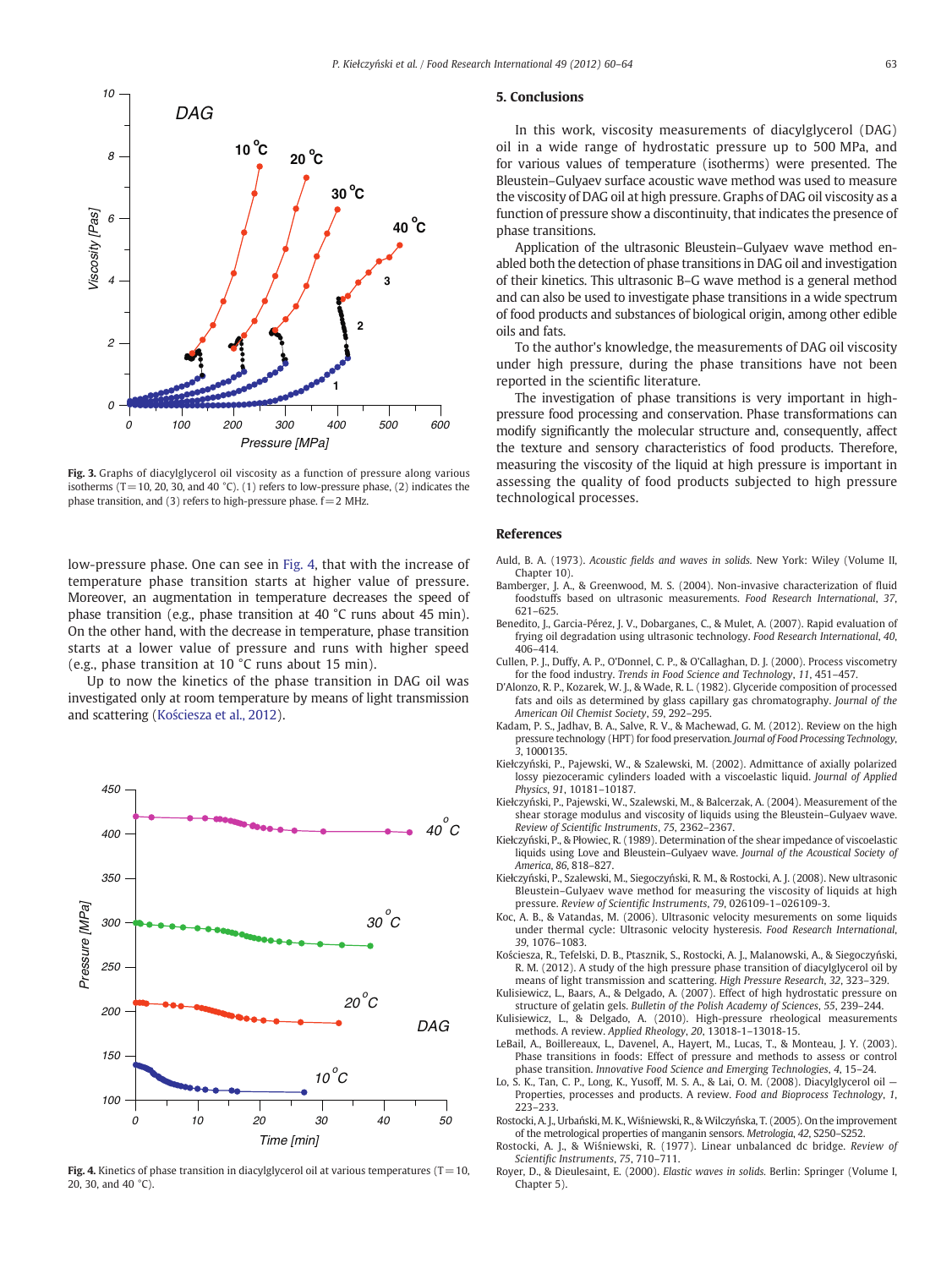Fig. 3. Graphs of diacylglycerol oil viscosity as a function of pressure along various isotherms (T = 10, 20, 30, and 40 °C). (1) refers to low-pressure phase, (2) indicates the phase transition, and (3) refers to high-pressure phase. f = 2 MHz.

low-pressure phase. One can see in Fig. 4, that with the increase of temperature phase transition starts at higher value of pressure. Moreover, an augmentation in temperature decreases the speed of phase transition (e.g., phase transition at 40 °C runs about 45 min). On the other hand, with the decrease in temperature, phase transition starts at a lower value of pressure and runs with higher speed (e.g., phase transition at 10 °C runs about 15 min).

Up to now the kinetics of the phase transition in DAG oil was investigated only at room temperature by means of light transmission and scattering (Kościesza et al., 2012).

Fig. 4. Kinetics of phase transition in diacylglycerol oil at various temperatures (T = 10, 20, 30, and 40 °C).

## 5. Conclusions

In this work, viscosity measurements of diacylglycerol (DAG) oil in a wide range of hydrostatic pressure up to 500 MPa, and for various values of temperature (isotherms) were presented. The Bleustein–Gulyaev surface acoustic wave method was used to measure the viscosity of DAG oil at high pressure. Graphs of DAG oil viscosity as a function of pressure show a discontinuity, that indicates the presence of phase transitions.

Application of the ultrasonic Bleustein–Gulyaev wave method enabled both the detection of phase transitions in DAG oil and investigation of their kinetics. This ultrasonic B–G wave method is a general method and can also be used to investigate phase transitions in a wide spectrum of food products and substances of biological origin, among other edible oils and fats.

To the author's knowledge, the measurements of DAG oil viscosity under high pressure, during the phase transitions have not been reported in the scientific literature.

The investigation of phase transitions is very important in high-pressure food processing and conservation. Phase transformations can modify significantly the molecular structure and, consequently, affect the texture and sensory characteristics of food products. Therefore, measuring the viscosity of the liquid at high pressure is important in assessing the quality of food products subjected to high pressure technological processes.

## References

Auld, B. A. (1973). *Acoustic fields and waves in solids*. New York: Wiley (Volume II, Chapter 10).

Bamberger, J. A., & Greenwood, M. S. (2004). Non-invasive characterization of fluid foodstuffs based on ultrasonic measurements. *Food Research International*, *37*, 621–625.

Benedito, J., Garcia-Pérez, J. V., Dobarganes, C., & Mulet, A. (2007). Rapid evaluation of frying oil degradation using ultrasonic technology. *Food Research International*, *40*, 406–414.

Cullen, P. J., Duffy, A. P., O'Donnel, C. P., & O'Callaghan, D. J. (2000). Process viscometry for the food industry. *Trends in Food Science and Technology*, *11*, 451–457.

D'Alonzo, R. P., Kozarek, W. J., & Wade, R. L. (1982). Glyceride composition of processed fats and oils as determined by glass capillary gas chromatography. *Journal of the American Oil Chemist Society*, *59*, 292–295.

Kadam, P. S., Jadhav, B. A., Salve, R. V., & Machewad, G. M. (2012). Review on the high pressure technology (HPT) for food preservation. *Journal of Food Processing Technology*, *3*, 1000135.

Kiełczyński, P., Pajewski, W., & Szalewski, M. (2002). Admittance of axially polarized lossy piezoceramic cylinders loaded with a viscoelastic liquid. *Journal of Applied Physics*, *91*, 10181–10187.

Kiełczyński, P., Pajewski, W., Szalewski, M., & Balcerzak, A. (2004). Measurement of the shear storage modulus and viscosity of liquids using the Bleustein–Gulyaev wave. *Review of Scientific Instruments*, *75*, 2362–2367.

Kiełczyński, P., & Płowiec, R. (1989). Determination of the shear impedance of viscoelastic liquids using Love and Bleustein–Gulyaev wave. *Journal of the Acoustical Society of America*, *86*, 818–827.

Kiełczyński, P., Szalewski, M., Siegoczyński, R. M., & Rostocki, A. J. (2008). New ultrasonic Bleustein–Gulyaev wave method for measuring the viscosity of liquids at high pressure. *Review of Scientific Instruments*, *79*, 026109-1–026109-3.

Koc, A. B., & Vatandas, M. (2006). Ultrasonic velocity mesurements on some liquids under thermal cycle: Ultrasonic velocity hysteresis. *Food Research International*, *39*, 1076–1083.

Kościesza, R., Tefelski, D. B., Ptasznik, S., Rostocki, A. J., Malanowski, A., & Siegoczyński, R. M. (2012). A study of the high pressure phase transition of diacylglycerol oil by means of light transmission and scattering. *High Pressure Research*, *32*, 323–329.

Kulisiewicz, L., Baars, A., & Delgado, A. (2007). Effect of high hydrostatic pressure on structure of gelatin gels. *Bulletin of the Polish Academy of Sciences*, *55*, 239–244.

Kulisiewicz, L., & Delgado, A. (2010). High-pressure rheological measurements methods. A review. *Applied Rheology*, *20*, 13018-1–13018-15.

LeBail, A., Boillereaux, L., Davenel, A., Hayert, M., Lucas, T., & Monteau, J. Y. (2003). Phase transitions in foods: Effect of pressure and methods to assess or control phase transition. *Innovative Food Science and Emerging Technologies*, *4*, 15–24.

Lo, S. K., Tan, C. P., Long, K., Yusoff, M. S. A., & Lai, O. M. (2008). Diacylglycerol oil — Properties, processes and products. A review. *Food and Bioprocess Technology*, *1*, 223–233.

Rostocki, A. J., Urbański, M. K., Wiśniewski, R., & Wilczyńska, T. (2005). On the improvement of the metrological properties of manganin sensors. *Metrologia*, *42*, S250–S252.

Rostocki, A. J., & Wiśniewski, R. (1977). Linear unbalanced dc bridge. *Review of Scientific Instruments*, *75*, 710–711.

Royer, D., & Dieulesaint, E. (2000). *Elastic waves in solids*. Berlin: Springer (Volume I, Chapter 5).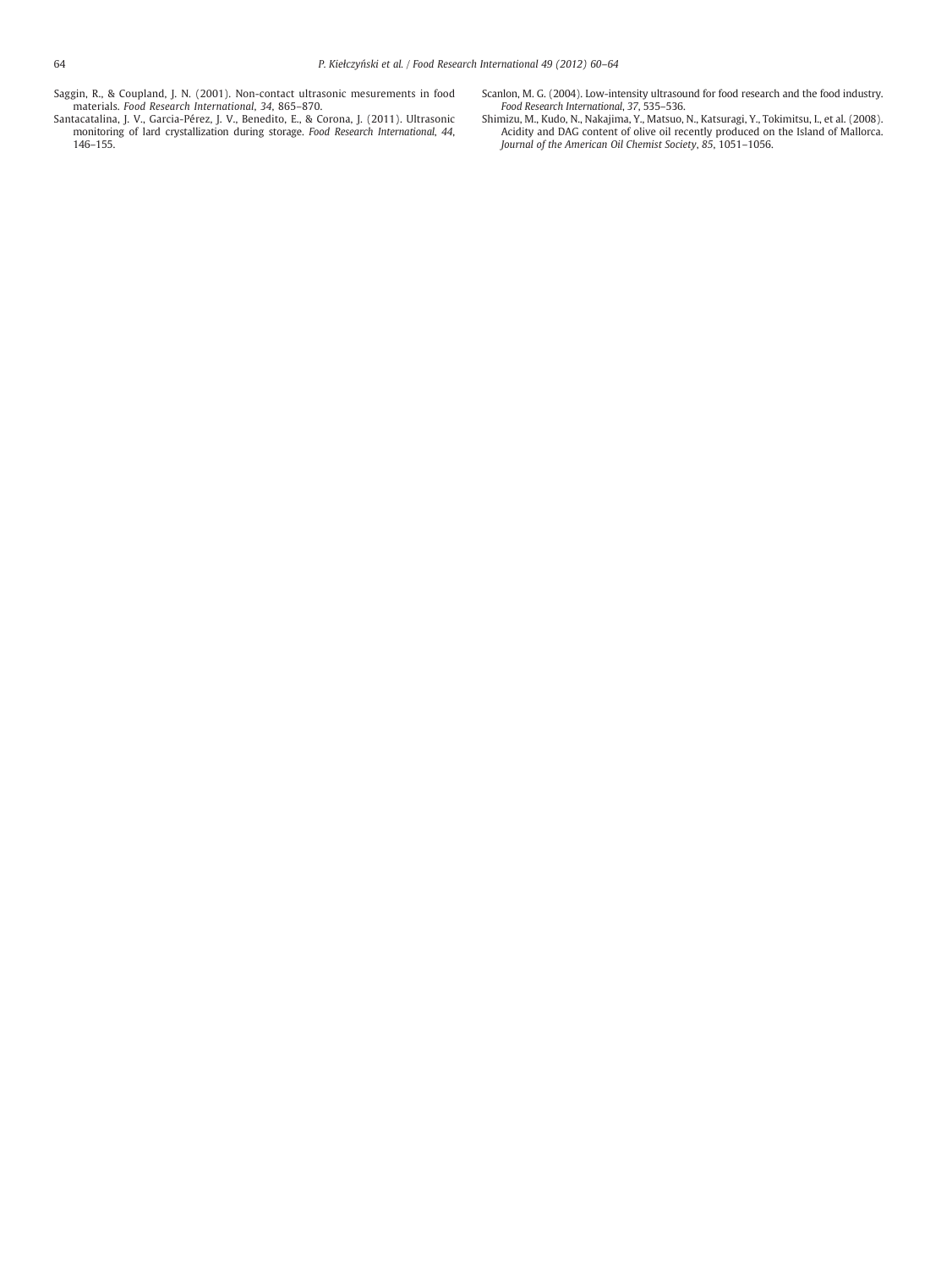Saggin, R., & Coupland, J. N. (2001). Non-contact ultrasonic mesurements in food materials. *Food Research International*, *34*, 865–870.

Santacatalina, J. V., Garcia-Pérez, J. V., Benedito, E., & Corona, J. (2011). Ultrasonic monitoring of lard crystallization during storage. *Food Research International*, *44*, 146–155.

Scanlon, M. G. (2004). Low-intensity ultrasound for food research and the food industry. *Food Research International*, *37*, 535–536.

Shimizu, M., Kudo, N., Nakajima, Y., Matsuo, N., Katsuragi, Y., Tokimitsu, I., et al. (2008). Acidity and DAG content of olive oil recently produced on the Island of Mallorca. *Journal of the American Oil Chemist Society*, *85*, 1051–1056.